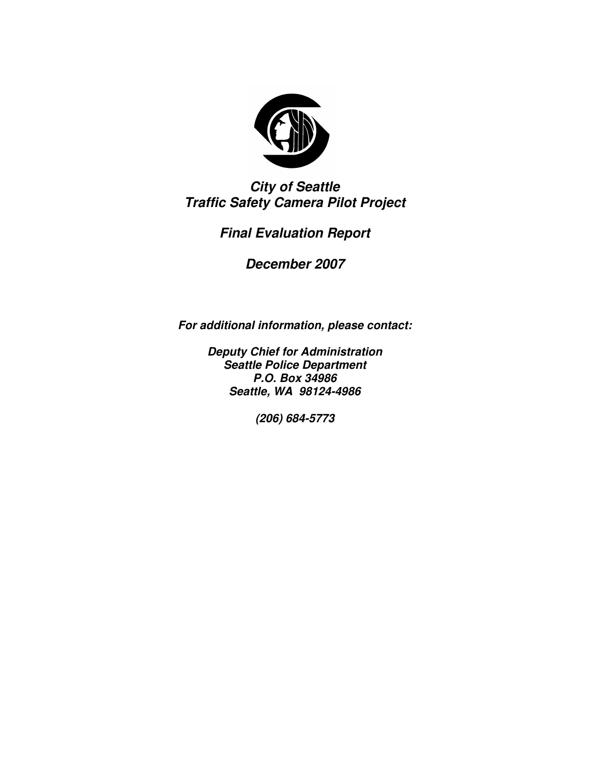# *City of Seattle Traffic Safety Camera Pilot Project*

## *Final Evaluation Report*

## *December 2007*

***For additional information, please contact:***

***Deputy Chief for Administration***
***Seattle Police Department***
***P.O. Box 34986***
***Seattle, WA 98124-4986***

***(206) 684-5773***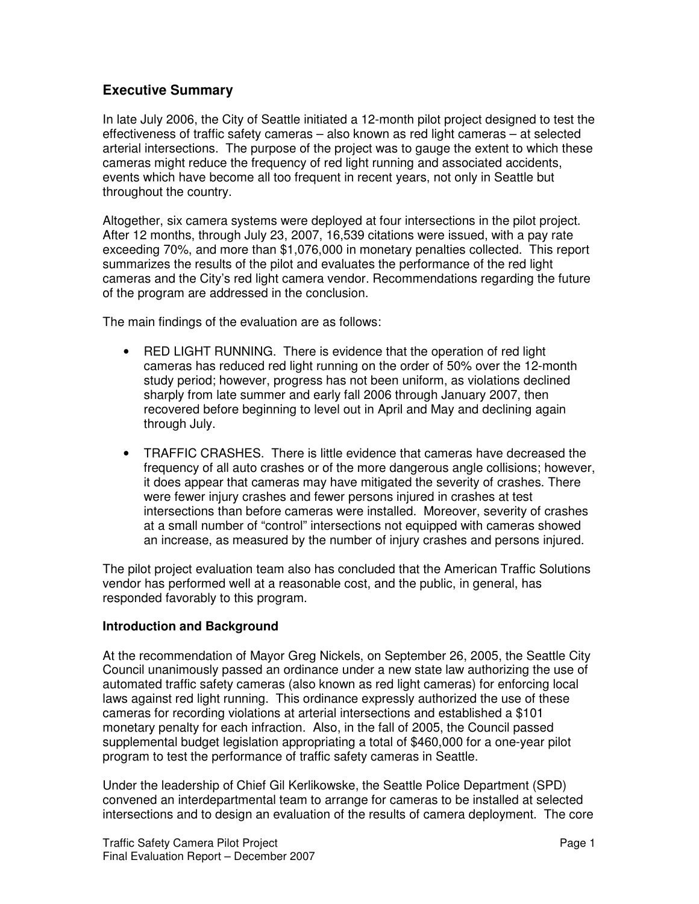## Executive Summary

In late July 2006, the City of Seattle initiated a 12-month pilot project designed to test the effectiveness of traffic safety cameras – also known as red light cameras – at selected arterial intersections. The purpose of the project was to gauge the extent to which these cameras might reduce the frequency of red light running and associated accidents, events which have become all too frequent in recent years, not only in Seattle but throughout the country.

Altogether, six camera systems were deployed at four intersections in the pilot project. After 12 months, through July 23, 2007, 16,539 citations were issued, with a pay rate exceeding 70%, and more than $1,076,000 in monetary penalties collected. This report summarizes the results of the pilot and evaluates the performance of the red light cameras and the City's red light camera vendor. Recommendations regarding the future of the program are addressed in the conclusion.

The main findings of the evaluation are as follows:

- RED LIGHT RUNNING. There is evidence that the operation of red light cameras has reduced red light running on the order of 50% over the 12-month study period; however, progress has not been uniform, as violations declined sharply from late summer and early fall 2006 through January 2007, then recovered before beginning to level out in April and May and declining again through July.
- TRAFFIC CRASHES. There is little evidence that cameras have decreased the frequency of all auto crashes or of the more dangerous angle collisions; however, it does appear that cameras may have mitigated the severity of crashes. There were fewer injury crashes and fewer persons injured in crashes at test intersections than before cameras were installed. Moreover, severity of crashes at a small number of "control" intersections not equipped with cameras showed an increase, as measured by the number of injury crashes and persons injured.

The pilot project evaluation team also has concluded that the American Traffic Solutions vendor has performed well at a reasonable cost, and the public, in general, has responded favorably to this program.

### Introduction and Background

At the recommendation of Mayor Greg Nickels, on September 26, 2005, the Seattle City Council unanimously passed an ordinance under a new state law authorizing the use of automated traffic safety cameras (also known as red light cameras) for enforcing local laws against red light running. This ordinance expressly authorized the use of these cameras for recording violations at arterial intersections and established a $101 monetary penalty for each infraction. Also, in the fall of 2005, the Council passed supplemental budget legislation appropriating a total of $460,000 for a one-year pilot program to test the performance of traffic safety cameras in Seattle.

Under the leadership of Chief Gil Kerlikowske, the Seattle Police Department (SPD) convened an interdepartmental team to arrange for cameras to be installed at selected intersections and to design an evaluation of the results of camera deployment. The core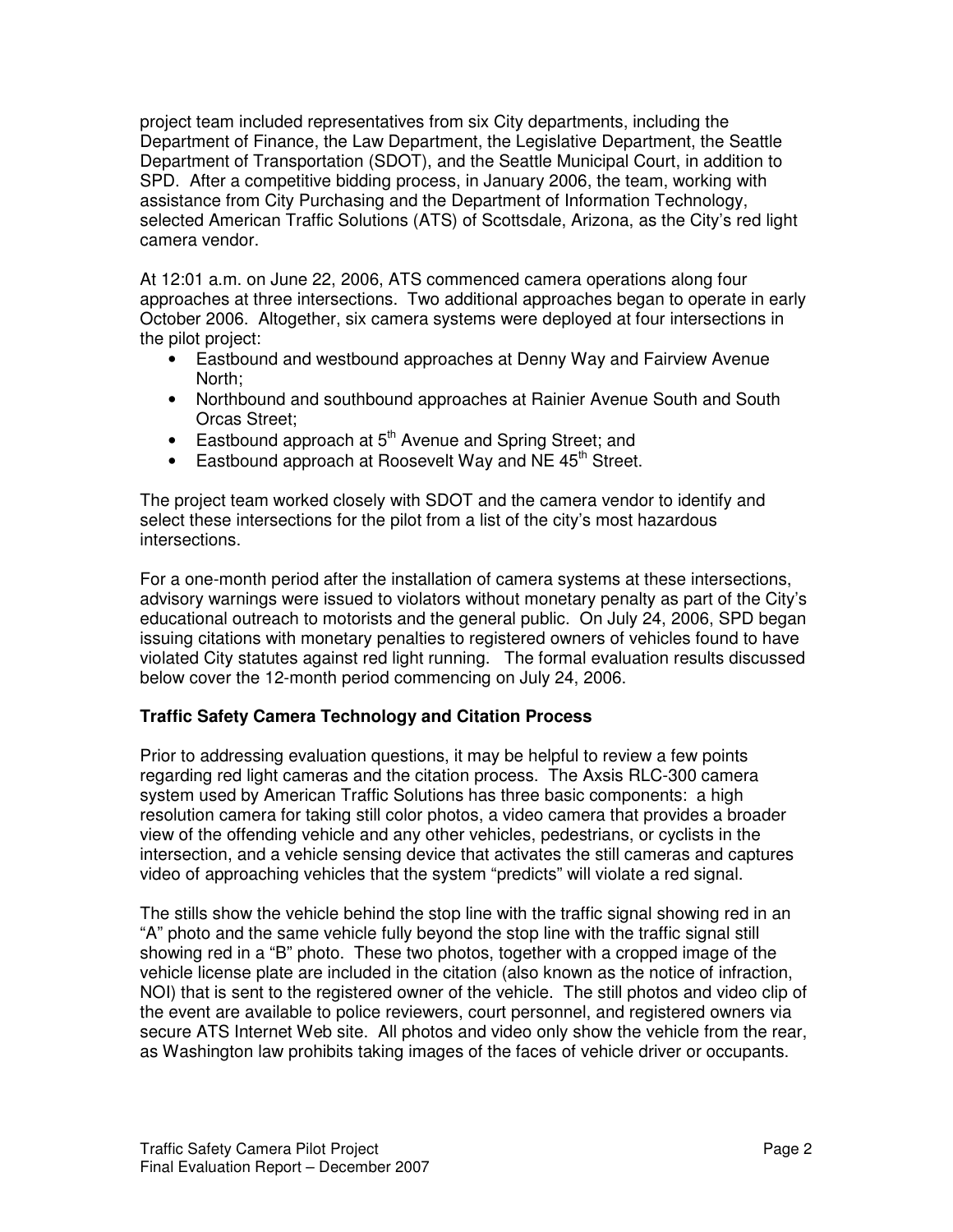project team included representatives from six City departments, including the Department of Finance, the Law Department, the Legislative Department, the Seattle Department of Transportation (SDOT), and the Seattle Municipal Court, in addition to SPD. After a competitive bidding process, in January 2006, the team, working with assistance from City Purchasing and the Department of Information Technology, selected American Traffic Solutions (ATS) of Scottsdale, Arizona, as the City's red light camera vendor.

At 12:01 a.m. on June 22, 2006, ATS commenced camera operations along four approaches at three intersections. Two additional approaches began to operate in early October 2006. Altogether, six camera systems were deployed at four intersections in the pilot project:

- Eastbound and westbound approaches at Denny Way and Fairview Avenue North;
- Northbound and southbound approaches at Rainier Avenue South and South Orcas Street;
- Eastbound approach at 5th Avenue and Spring Street; and
- Eastbound approach at Roosevelt Way and NE 45th Street.

The project team worked closely with SDOT and the camera vendor to identify and select these intersections for the pilot from a list of the city's most hazardous intersections.

For a one-month period after the installation of camera systems at these intersections, advisory warnings were issued to violators without monetary penalty as part of the City's educational outreach to motorists and the general public. On July 24, 2006, SPD began issuing citations with monetary penalties to registered owners of vehicles found to have violated City statutes against red light running. The formal evaluation results discussed below cover the 12-month period commencing on July 24, 2006.

**Traffic Safety Camera Technology and Citation Process**

Prior to addressing evaluation questions, it may be helpful to review a few points regarding red light cameras and the citation process. The Axsis RLC-300 camera system used by American Traffic Solutions has three basic components: a high resolution camera for taking still color photos, a video camera that provides a broader view of the offending vehicle and any other vehicles, pedestrians, or cyclists in the intersection, and a vehicle sensing device that activates the still cameras and captures video of approaching vehicles that the system "predicts" will violate a red signal.

The stills show the vehicle behind the stop line with the traffic signal showing red in an "A" photo and the same vehicle fully beyond the stop line with the traffic signal still showing red in a "B" photo. These two photos, together with a cropped image of the vehicle license plate are included in the citation (also known as the notice of infraction, NOI) that is sent to the registered owner of the vehicle. The still photos and video clip of the event are available to police reviewers, court personnel, and registered owners via secure ATS Internet Web site. All photos and video only show the vehicle from the rear, as Washington law prohibits taking images of the faces of vehicle driver or occupants.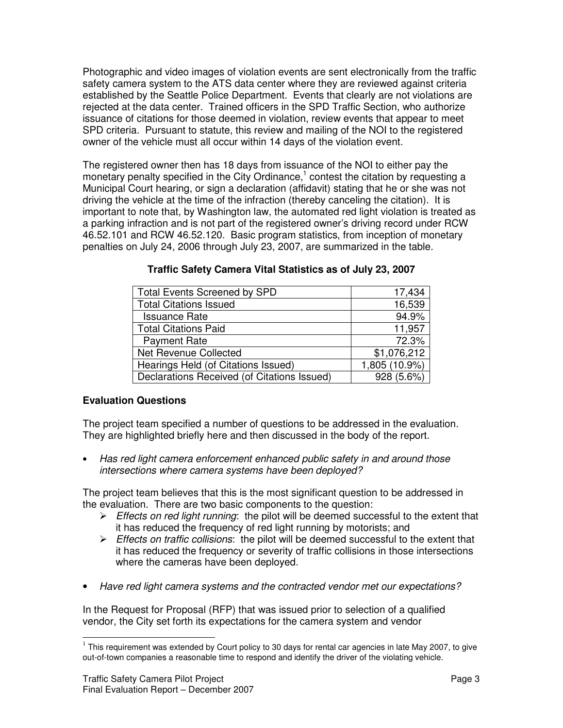Photographic and video images of violation events are sent electronically from the traffic safety camera system to the ATS data center where they are reviewed against criteria established by the Seattle Police Department. Events that clearly are not violations are rejected at the data center. Trained officers in the SPD Traffic Section, who authorize issuance of citations for those deemed in violation, review events that appear to meet SPD criteria. Pursuant to statute, this review and mailing of the NOI to the registered owner of the vehicle must all occur within 14 days of the violation event.

The registered owner then has 18 days from issuance of the NOI to either pay the monetary penalty specified in the City Ordinance,[1] contest the citation by requesting a Municipal Court hearing, or sign a declaration (affidavit) stating that he or she was not driving the vehicle at the time of the infraction (thereby canceling the citation). It is important to note that, by Washington law, the automated red light violation is treated as a parking infraction and is not part of the registered owner's driving record under RCW 46.52.101 and RCW 46.52.120. Basic program statistics, from inception of monetary penalties on July 24, 2006 through July 23, 2007, are summarized in the table.

**Traffic Safety Camera Vital Statistics as of July 23, 2007**

| | |
|---|---:|
| Total Events Screened by SPD | 17,434 |
| Total Citations Issued | 16,539 |
| Issuance Rate | 94.9% |
| Total Citations Paid | 11,957 |
| Payment Rate | 72.3% |
| Net Revenue Collected | $1,076,212 |
| Hearings Held (of Citations Issued) | 1,805 (10.9%) |
| Declarations Received (of Citations Issued) | 928 (5.6%) |

### Evaluation Questions

The project team specified a number of questions to be addressed in the evaluation. They are highlighted briefly here and then discussed in the body of the report.

- *Has red light camera enforcement enhanced public safety in and around those intersections where camera systems have been deployed?*

The project team believes that this is the most significant question to be addressed in the evaluation. There are two basic components to the question:

- *Effects on red light running*: the pilot will be deemed successful to the extent that it has reduced the frequency of red light running by motorists; and
- *Effects on traffic collisions*: the pilot will be deemed successful to the extent that it has reduced the frequency or severity of traffic collisions in those intersections where the cameras have been deployed.

- *Have red light camera systems and the contracted vendor met our expectations?*

In the Request for Proposal (RFP) that was issued prior to selection of a qualified vendor, the City set forth its expectations for the camera system and vendor

[1] This requirement was extended by Court policy to 30 days for rental car agencies in late May 2007, to give out-of-town companies a reasonable time to respond and identify the driver of the violating vehicle.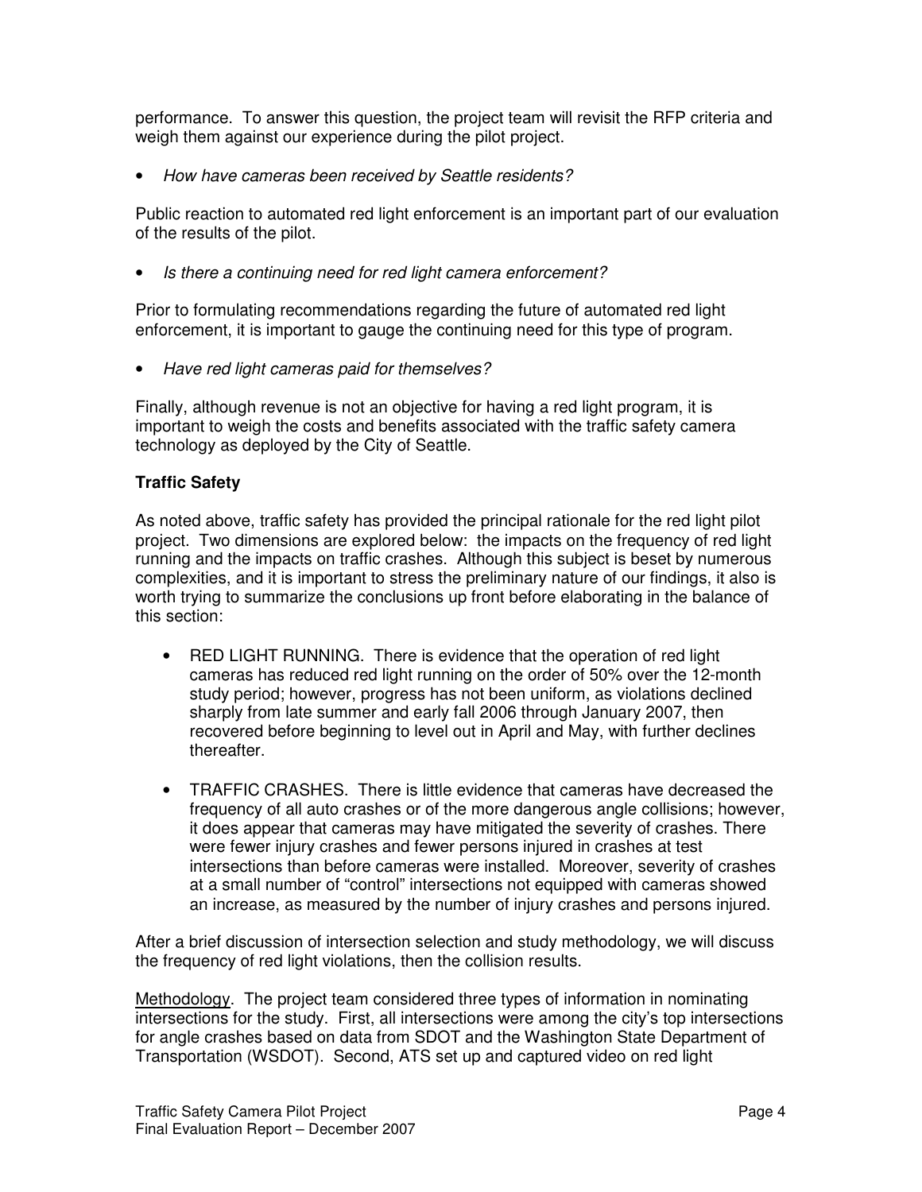performance. To answer this question, the project team will revisit the RFP criteria and weigh them against our experience during the pilot project.

- *How have cameras been received by Seattle residents?*

Public reaction to automated red light enforcement is an important part of our evaluation of the results of the pilot.

- *Is there a continuing need for red light camera enforcement?*

Prior to formulating recommendations regarding the future of automated red light enforcement, it is important to gauge the continuing need for this type of program.

- *Have red light cameras paid for themselves?*

Finally, although revenue is not an objective for having a red light program, it is important to weigh the costs and benefits associated with the traffic safety camera technology as deployed by the City of Seattle.

**Traffic Safety**

As noted above, traffic safety has provided the principal rationale for the red light pilot project. Two dimensions are explored below: the impacts on the frequency of red light running and the impacts on traffic crashes. Although this subject is beset by numerous complexities, and it is important to stress the preliminary nature of our findings, it also is worth trying to summarize the conclusions up front before elaborating in the balance of this section:

- RED LIGHT RUNNING. There is evidence that the operation of red light cameras has reduced red light running on the order of 50% over the 12-month study period; however, progress has not been uniform, as violations declined sharply from late summer and early fall 2006 through January 2007, then recovered before beginning to level out in April and May, with further declines thereafter.

- TRAFFIC CRASHES. There is little evidence that cameras have decreased the frequency of all auto crashes or of the more dangerous angle collisions; however, it does appear that cameras may have mitigated the severity of crashes. There were fewer injury crashes and fewer persons injured in crashes at test intersections than before cameras were installed. Moreover, severity of crashes at a small number of "control" intersections not equipped with cameras showed an increase, as measured by the number of injury crashes and persons injured.

After a brief discussion of intersection selection and study methodology, we will discuss the frequency of red light violations, then the collision results.

Methodology. The project team considered three types of information in nominating intersections for the study. First, all intersections were among the city's top intersections for angle crashes based on data from SDOT and the Washington State Department of Transportation (WSDOT). Second, ATS set up and captured video on red light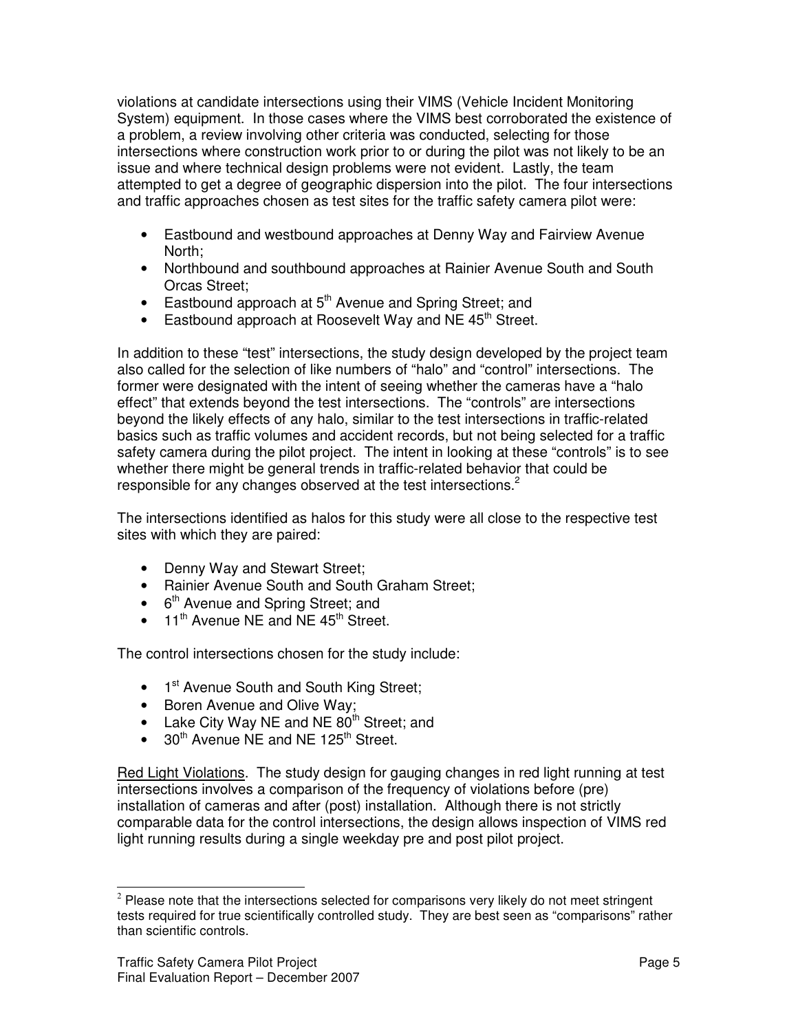violations at candidate intersections using their VIMS (Vehicle Incident Monitoring System) equipment. In those cases where the VIMS best corroborated the existence of a problem, a review involving other criteria was conducted, selecting for those intersections where construction work prior to or during the pilot was not likely to be an issue and where technical design problems were not evident. Lastly, the team attempted to get a degree of geographic dispersion into the pilot. The four intersections and traffic approaches chosen as test sites for the traffic safety camera pilot were:

- Eastbound and westbound approaches at Denny Way and Fairview Avenue North;
- Northbound and southbound approaches at Rainier Avenue South and South Orcas Street;
- Eastbound approach at 5th Avenue and Spring Street; and
- Eastbound approach at Roosevelt Way and NE 45th Street.

In addition to these "test" intersections, the study design developed by the project team also called for the selection of like numbers of "halo" and "control" intersections. The former were designated with the intent of seeing whether the cameras have a "halo effect" that extends beyond the test intersections. The "controls" are intersections beyond the likely effects of any halo, similar to the test intersections in traffic-related basics such as traffic volumes and accident records, but not being selected for a traffic safety camera during the pilot project. The intent in looking at these "controls" is to see whether there might be general trends in traffic-related behavior that could be responsible for any changes observed at the test intersections.[2]

The intersections identified as halos for this study were all close to the respective test sites with which they are paired:

- Denny Way and Stewart Street;
- Rainier Avenue South and South Graham Street;
- 6th Avenue and Spring Street; and
- 11th Avenue NE and NE 45th Street.

The control intersections chosen for the study include:

- 1st Avenue South and South King Street;
- Boren Avenue and Olive Way;
- Lake City Way NE and NE 80th Street; and
- 30th Avenue NE and NE 125th Street.

Red Light Violations. The study design for gauging changes in red light running at test intersections involves a comparison of the frequency of violations before (pre) installation of cameras and after (post) installation. Although there is not strictly comparable data for the control intersections, the design allows inspection of VIMS red light running results during a single weekday pre and post pilot project.

[2] Please note that the intersections selected for comparisons very likely do not meet stringent tests required for true scientifically controlled study. They are best seen as "comparisons" rather than scientific controls.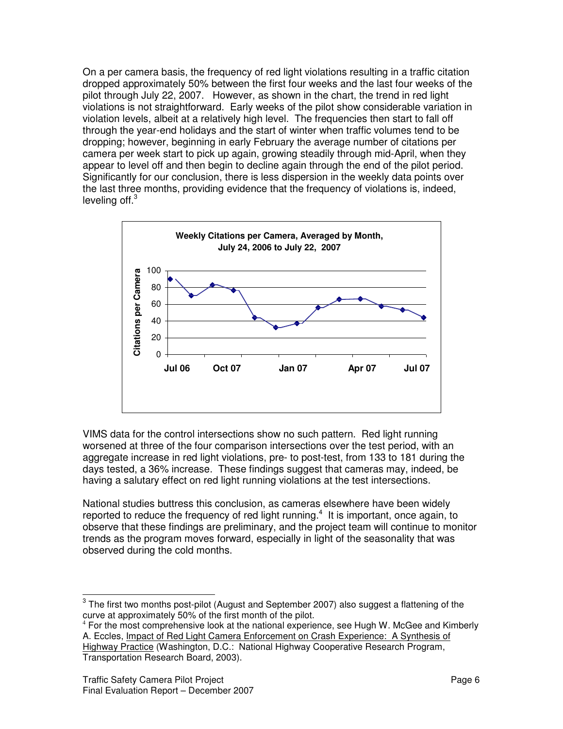On a per camera basis, the frequency of red light violations resulting in a traffic citation dropped approximately 50% between the first four weeks and the last four weeks of the pilot through July 22, 2007. However, as shown in the chart, the trend in red light violations is not straightforward. Early weeks of the pilot show considerable variation in violation levels, albeit at a relatively high level. The frequencies then start to fall off through the year-end holidays and the start of winter when traffic volumes tend to be dropping; however, beginning in early February the average number of citations per camera per week start to pick up again, growing steadily through mid-April, when they appear to level off and then begin to decline again through the end of the pilot period. Significantly for our conclusion, there is less dispersion in the weekly data points over the last three months, providing evidence that the frequency of violations is, indeed, leveling off.[3]

**Weekly Citations per Camera, Averaged by Month, July 24, 2006 to July 22, 2007**

VIMS data for the control intersections show no such pattern. Red light running worsened at three of the four comparison intersections over the test period, with an aggregate increase in red light violations, pre- to post-test, from 133 to 181 during the days tested, a 36% increase. These findings suggest that cameras may, indeed, be having a salutary effect on red light running violations at the test intersections.

National studies buttress this conclusion, as cameras elsewhere have been widely reported to reduce the frequency of red light running.[4] It is important, once again, to observe that these findings are preliminary, and the project team will continue to monitor trends as the program moves forward, especially in light of the seasonality that was observed during the cold months.

---

[3] The first two months post-pilot (August and September 2007) also suggest a flattening of the curve at approximately 50% of the first month of the pilot.

[4] For the most comprehensive look at the national experience, see Hugh W. McGee and Kimberly A. Eccles, Impact of Red Light Camera Enforcement on Crash Experience: A Synthesis of Highway Practice (Washington, D.C.: National Highway Cooperative Research Program, Transportation Research Board, 2003).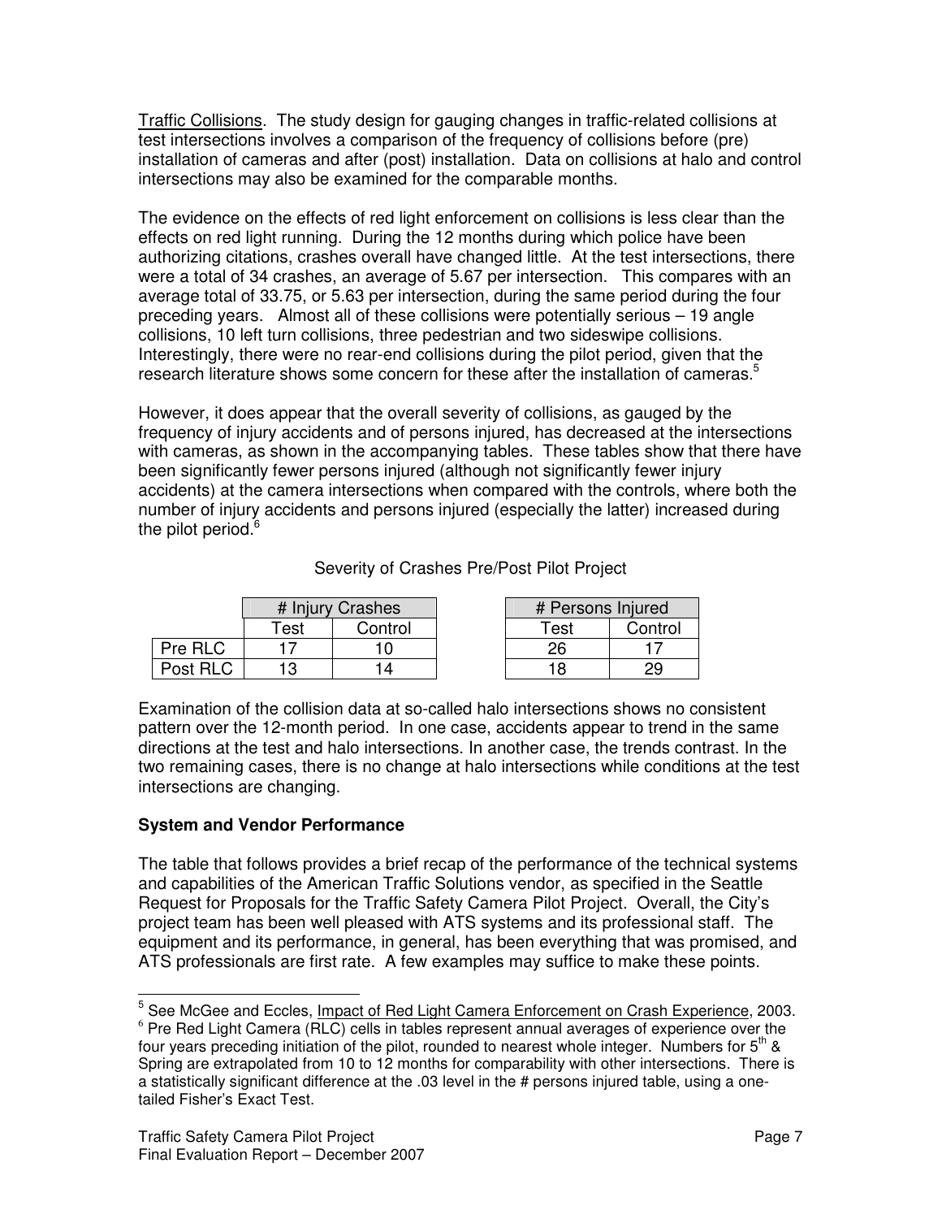Traffic Collisions. The study design for gauging changes in traffic-related collisions at test intersections involves a comparison of the frequency of collisions before (pre) installation of cameras and after (post) installation. Data on collisions at halo and control intersections may also be examined for the comparable months.

The evidence on the effects of red light enforcement on collisions is less clear than the effects on red light running. During the 12 months during which police have been authorizing citations, crashes overall have changed little. At the test intersections, there were a total of 34 crashes, an average of 5.67 per intersection. This compares with an average total of 33.75, or 5.63 per intersection, during the same period during the four preceding years. Almost all of these collisions were potentially serious – 19 angle collisions, 10 left turn collisions, three pedestrian and two sideswipe collisions. Interestingly, there were no rear-end collisions during the pilot period, given that the research literature shows some concern for these after the installation of cameras.[5]

However, it does appear that the overall severity of collisions, as gauged by the frequency of injury accidents and of persons injured, has decreased at the intersections with cameras, as shown in the accompanying tables. These tables show that there have been significantly fewer persons injured (although not significantly fewer injury accidents) at the camera intersections when compared with the controls, where both the number of injury accidents and persons injured (especially the latter) increased during the pilot period.[6]

Severity of Crashes Pre/Post Pilot Project

| | # Injury Crashes | |
|---|---|---|
| | Test | Control |
| Pre RLC | 17 | 10 |
| Post RLC | 13 | 14 |

| # Persons Injured | |
|---|---|
| Test | Control |
| 26 | 17 |
| 18 | 29 |

Examination of the collision data at so-called halo intersections shows no consistent pattern over the 12-month period. In one case, accidents appear to trend in the same directions at the test and halo intersections. In another case, the trends contrast. In the two remaining cases, there is no change at halo intersections while conditions at the test intersections are changing.

**System and Vendor Performance**

The table that follows provides a brief recap of the performance of the technical systems and capabilities of the American Traffic Solutions vendor, as specified in the Seattle Request for Proposals for the Traffic Safety Camera Pilot Project. Overall, the City's project team has been well pleased with ATS systems and its professional staff. The equipment and its performance, in general, has been everything that was promised, and ATS professionals are first rate. A few examples may suffice to make these points.

[5] See McGee and Eccles, Impact of Red Light Camera Enforcement on Crash Experience, 2003.

[6] Pre Red Light Camera (RLC) cells in tables represent annual averages of experience over the four years preceding initiation of the pilot, rounded to nearest whole integer. Numbers for 5th & Spring are extrapolated from 10 to 12 months for comparability with other intersections. There is a statistically significant difference at the .03 level in the # persons injured table, using a one-tailed Fisher's Exact Test.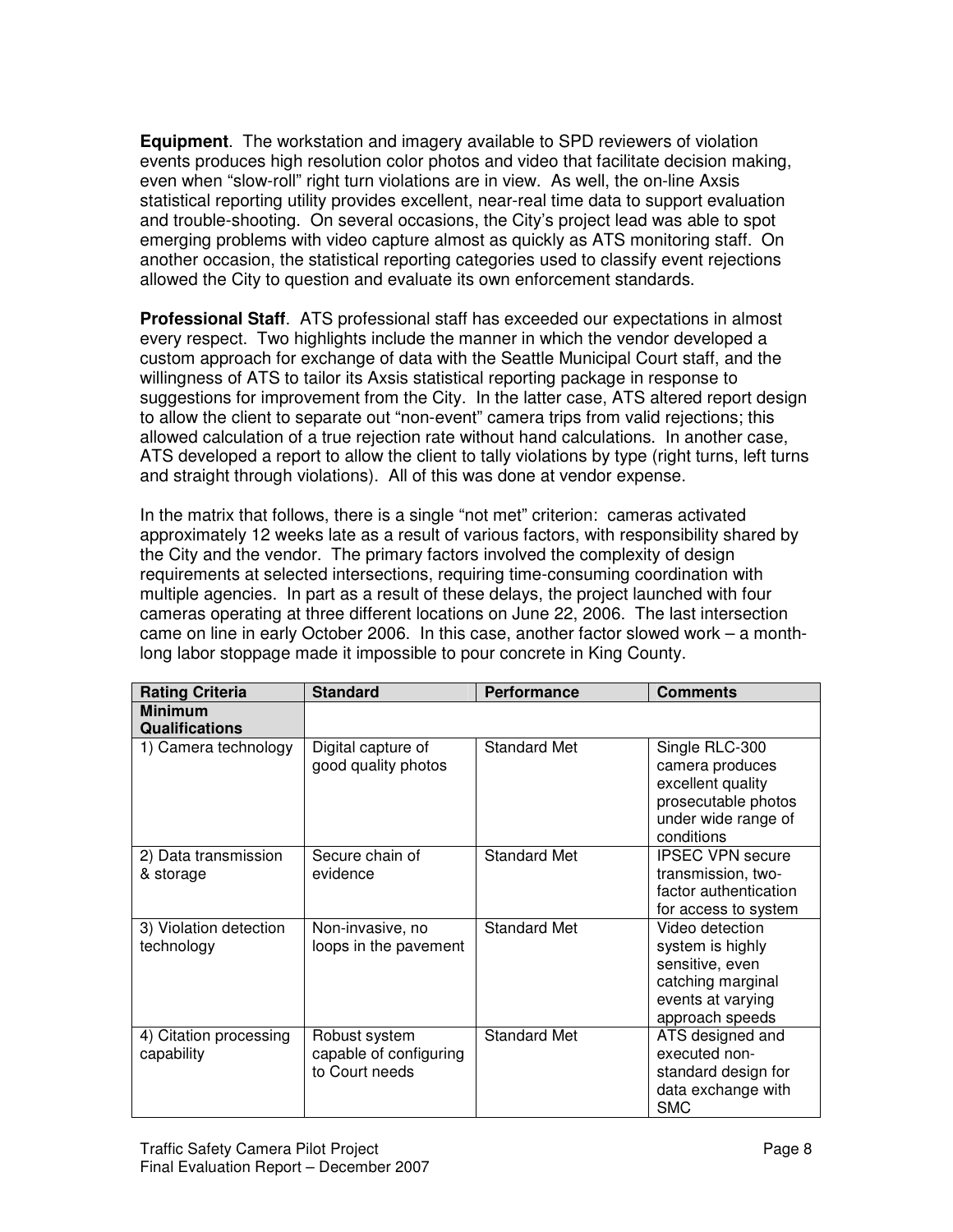**Equipment**. The workstation and imagery available to SPD reviewers of violation events produces high resolution color photos and video that facilitate decision making, even when "slow-roll" right turn violations are in view. As well, the on-line Axsis statistical reporting utility provides excellent, near-real time data to support evaluation and trouble-shooting. On several occasions, the City's project lead was able to spot emerging problems with video capture almost as quickly as ATS monitoring staff. On another occasion, the statistical reporting categories used to classify event rejections allowed the City to question and evaluate its own enforcement standards.

**Professional Staff**. ATS professional staff has exceeded our expectations in almost every respect. Two highlights include the manner in which the vendor developed a custom approach for exchange of data with the Seattle Municipal Court staff, and the willingness of ATS to tailor its Axsis statistical reporting package in response to suggestions for improvement from the City. In the latter case, ATS altered report design to allow the client to separate out "non-event" camera trips from valid rejections; this allowed calculation of a true rejection rate without hand calculations. In another case, ATS developed a report to allow the client to tally violations by type (right turns, left turns and straight through violations). All of this was done at vendor expense.

In the matrix that follows, there is a single "not met" criterion: cameras activated approximately 12 weeks late as a result of various factors, with responsibility shared by the City and the vendor. The primary factors involved the complexity of design requirements at selected intersections, requiring time-consuming coordination with multiple agencies. In part as a result of these delays, the project launched with four cameras operating at three different locations on June 22, 2006. The last intersection came on line in early October 2006. In this case, another factor slowed work – a month-long labor stoppage made it impossible to pour concrete in King County.

| Rating Criteria | Standard | Performance | Comments |
|---|---|---|---|
| **Minimum Qualifications** | | | |
| 1) Camera technology | Digital capture of good quality photos | Standard Met | Single RLC-300 camera produces excellent quality prosecutable photos under wide range of conditions |
| 2) Data transmission & storage | Secure chain of evidence | Standard Met | IPSEC VPN secure transmission, two-factor authentication for access to system |
| 3) Violation detection technology | Non-invasive, no loops in the pavement | Standard Met | Video detection system is highly sensitive, even catching marginal events at varying approach speeds |
| 4) Citation processing capability | Robust system capable of configuring to Court needs | Standard Met | ATS designed and executed non-standard design for data exchange with SMC |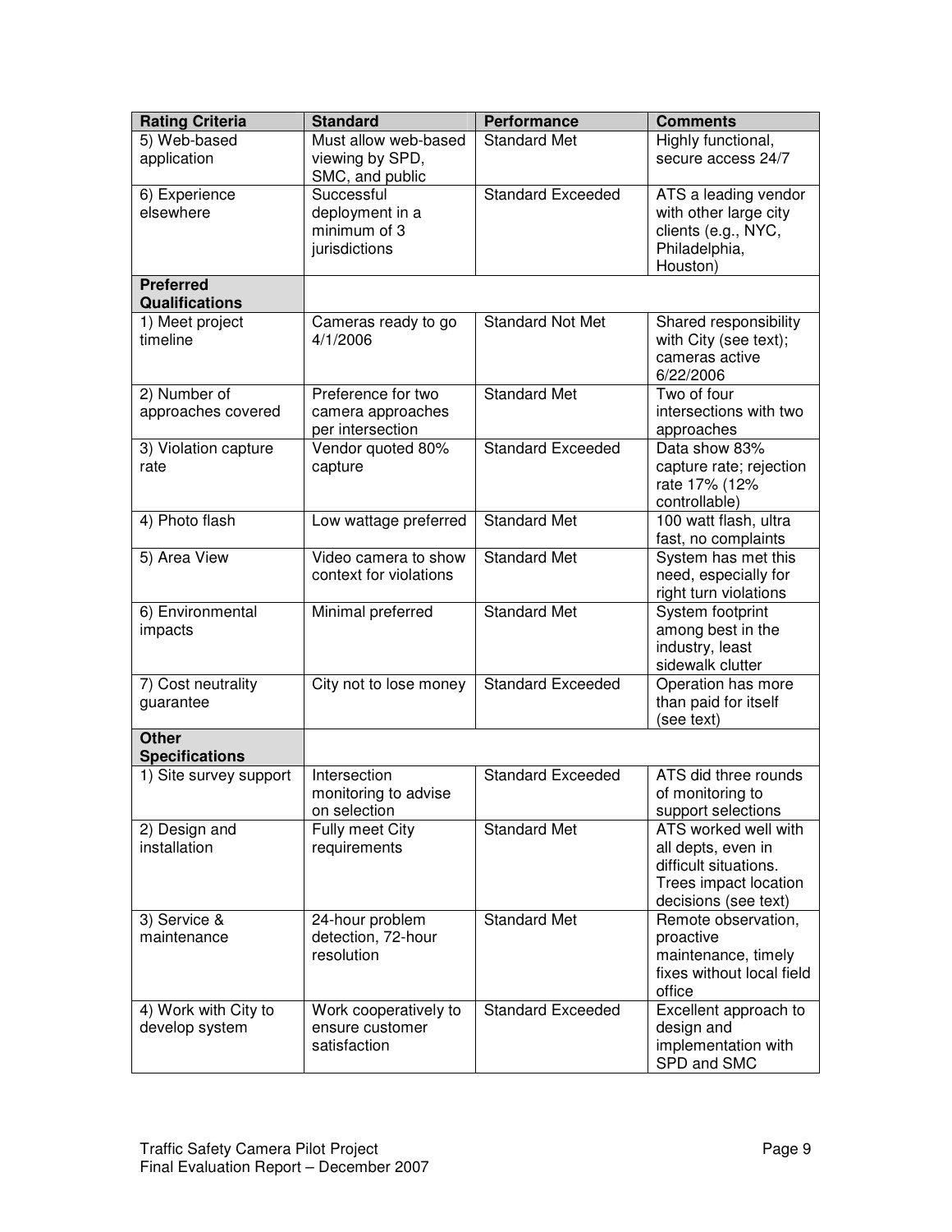| Rating Criteria | Standard | Performance | Comments |
|---|---|---|---|
| 5) Web-based application | Must allow web-based viewing by SPD, SMC, and public | Standard Met | Highly functional, secure access 24/7 |
| 6) Experience elsewhere | Successful deployment in a minimum of 3 jurisdictions | Standard Exceeded | ATS a leading vendor with other large city clients (e.g., NYC, Philadelphia, Houston) |
| **Preferred Qualifications** | | | |
| 1) Meet project timeline | Cameras ready to go 4/1/2006 | Standard Not Met | Shared responsibility with City (see text); cameras active 6/22/2006 |
| 2) Number of approaches covered | Preference for two camera approaches per intersection | Standard Met | Two of four intersections with two approaches |
| 3) Violation capture rate | Vendor quoted 80% capture | Standard Exceeded | Data show 83% capture rate; rejection rate 17% (12% controllable) |
| 4) Photo flash | Low wattage preferred | Standard Met | 100 watt flash, ultra fast, no complaints |
| 5) Area View | Video camera to show context for violations | Standard Met | System has met this need, especially for right turn violations |
| 6) Environmental impacts | Minimal preferred | Standard Met | System footprint among best in the industry, least sidewalk clutter |
| 7) Cost neutrality guarantee | City not to lose money | Standard Exceeded | Operation has more than paid for itself (see text) |
| **Other Specifications** | | | |
| 1) Site survey support | Intersection monitoring to advise on selection | Standard Exceeded | ATS did three rounds of monitoring to support selections |
| 2) Design and installation | Fully meet City requirements | Standard Met | ATS worked well with all depts, even in difficult situations. Trees impact location decisions (see text) |
| 3) Service & maintenance | 24-hour problem detection, 72-hour resolution | Standard Met | Remote observation, proactive maintenance, timely fixes without local field office |
| 4) Work with City to develop system | Work cooperatively to ensure customer satisfaction | Standard Exceeded | Excellent approach to design and implementation with SPD and SMC |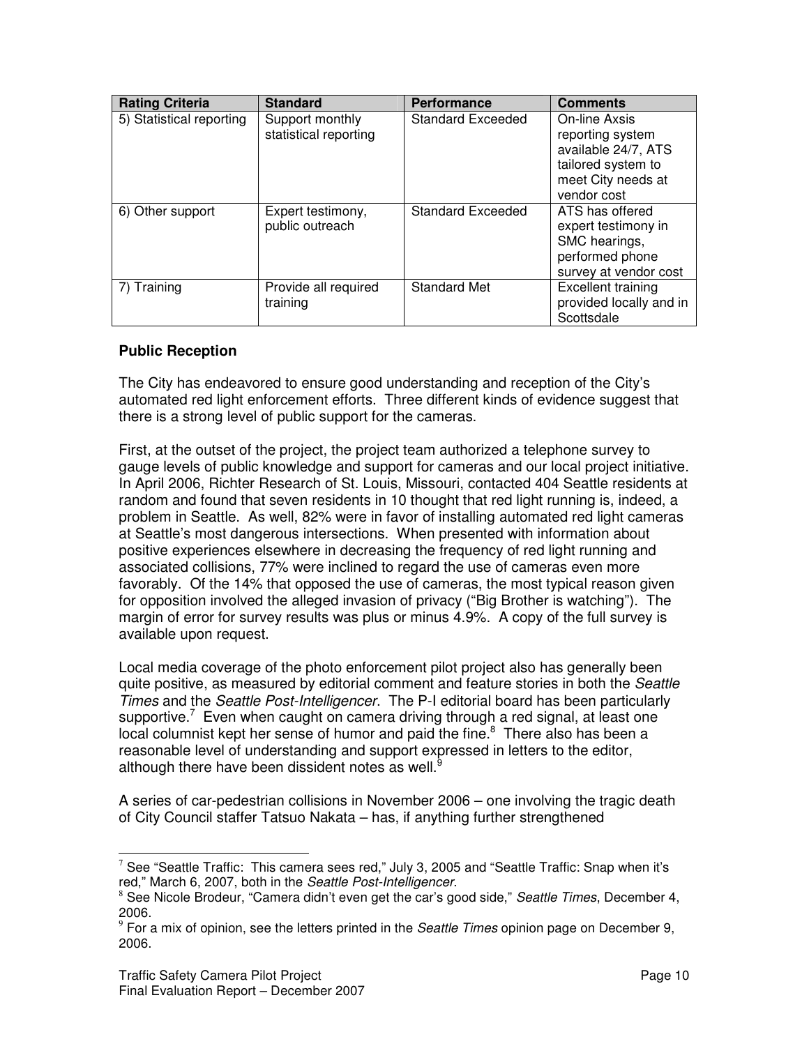| Rating Criteria | Standard | Performance | Comments |
|---|---|---|---|
| 5) Statistical reporting | Support monthly statistical reporting | Standard Exceeded | On-line Axsis reporting system available 24/7, ATS tailored system to meet City needs at vendor cost |
| 6) Other support | Expert testimony, public outreach | Standard Exceeded | ATS has offered expert testimony in SMC hearings, performed phone survey at vendor cost |
| 7) Training | Provide all required training | Standard Met | Excellent training provided locally and in Scottsdale |

**Public Reception**

The City has endeavored to ensure good understanding and reception of the City's automated red light enforcement efforts. Three different kinds of evidence suggest that there is a strong level of public support for the cameras.

First, at the outset of the project, the project team authorized a telephone survey to gauge levels of public knowledge and support for cameras and our local project initiative. In April 2006, Richter Research of St. Louis, Missouri, contacted 404 Seattle residents at random and found that seven residents in 10 thought that red light running is, indeed, a problem in Seattle. As well, 82% were in favor of installing automated red light cameras at Seattle's most dangerous intersections. When presented with information about positive experiences elsewhere in decreasing the frequency of red light running and associated collisions, 77% were inclined to regard the use of cameras even more favorably. Of the 14% that opposed the use of cameras, the most typical reason given for opposition involved the alleged invasion of privacy ("Big Brother is watching"). The margin of error for survey results was plus or minus 4.9%. A copy of the full survey is available upon request.

Local media coverage of the photo enforcement pilot project also has generally been quite positive, as measured by editorial comment and feature stories in both the *Seattle Times* and the *Seattle Post-Intelligencer*. The P-I editorial board has been particularly supportive.[7] Even when caught on camera driving through a red signal, at least one local columnist kept her sense of humor and paid the fine.[8] There also has been a reasonable level of understanding and support expressed in letters to the editor, although there have been dissident notes as well.[9]

A series of car-pedestrian collisions in November 2006 – one involving the tragic death of City Council staffer Tatsuo Nakata – has, if anything further strengthened

[7] See "Seattle Traffic: This camera sees red," July 3, 2005 and "Seattle Traffic: Snap when it's red," March 6, 2007, both in the *Seattle Post-Intelligencer*.

[8] See Nicole Brodeur, "Camera didn't even get the car's good side," *Seattle Times*, December 4, 2006.

[9] For a mix of opinion, see the letters printed in the *Seattle Times* opinion page on December 9, 2006.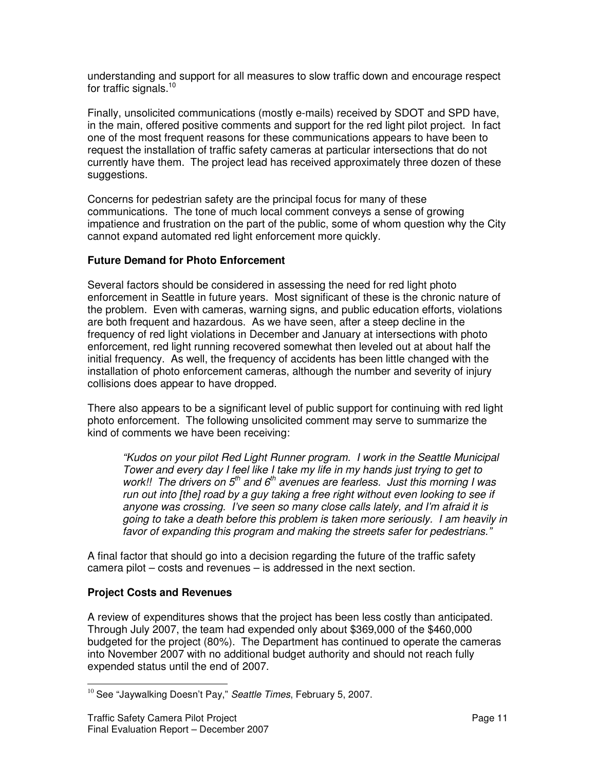understanding and support for all measures to slow traffic down and encourage respect for traffic signals.[10]

Finally, unsolicited communications (mostly e-mails) received by SDOT and SPD have, in the main, offered positive comments and support for the red light pilot project. In fact one of the most frequent reasons for these communications appears to have been to request the installation of traffic safety cameras at particular intersections that do not currently have them. The project lead has received approximately three dozen of these suggestions.

Concerns for pedestrian safety are the principal focus for many of these communications. The tone of much local comment conveys a sense of growing impatience and frustration on the part of the public, some of whom question why the City cannot expand automated red light enforcement more quickly.

### Future Demand for Photo Enforcement

Several factors should be considered in assessing the need for red light photo enforcement in Seattle in future years. Most significant of these is the chronic nature of the problem. Even with cameras, warning signs, and public education efforts, violations are both frequent and hazardous. As we have seen, after a steep decline in the frequency of red light violations in December and January at intersections with photo enforcement, red light running recovered somewhat then leveled out at about half the initial frequency. As well, the frequency of accidents has been little changed with the installation of photo enforcement cameras, although the number and severity of injury collisions does appear to have dropped.

There also appears to be a significant level of public support for continuing with red light photo enforcement. The following unsolicited comment may serve to summarize the kind of comments we have been receiving:

> *"Kudos on your pilot Red Light Runner program. I work in the Seattle Municipal Tower and every day I feel like I take my life in my hands just trying to get to work!! The drivers on 5th and 6th avenues are fearless. Just this morning I was run out into [the] road by a guy taking a free right without even looking to see if anyone was crossing. I've seen so many close calls lately, and I'm afraid it is going to take a death before this problem is taken more seriously. I am heavily in favor of expanding this program and making the streets safer for pedestrians."*

A final factor that should go into a decision regarding the future of the traffic safety camera pilot – costs and revenues – is addressed in the next section.

### Project Costs and Revenues

A review of expenditures shows that the project has been less costly than anticipated. Through July 2007, the team had expended only about $369,000 of the $460,000 budgeted for the project (80%). The Department has continued to operate the cameras into November 2007 with no additional budget authority and should not reach fully expended status until the end of 2007.

---

[10] See "Jaywalking Doesn't Pay," *Seattle Times*, February 5, 2007.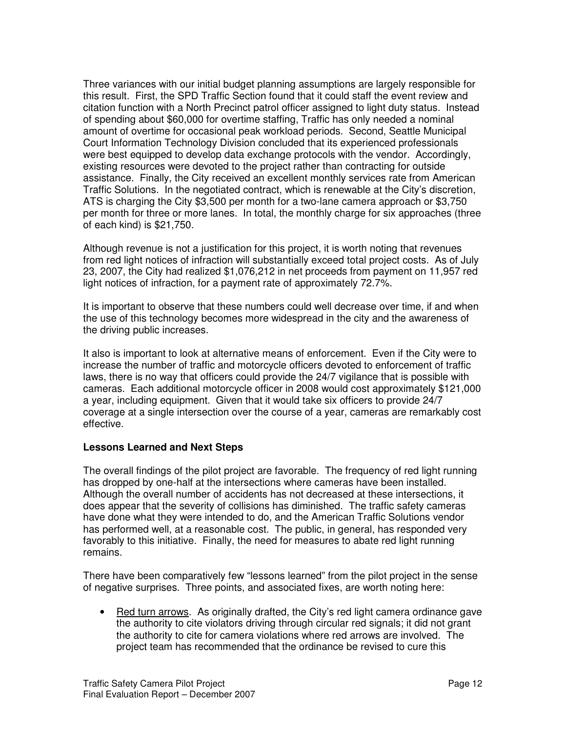Three variances with our initial budget planning assumptions are largely responsible for this result. First, the SPD Traffic Section found that it could staff the event review and citation function with a North Precinct patrol officer assigned to light duty status. Instead of spending about $60,000 for overtime staffing, Traffic has only needed a nominal amount of overtime for occasional peak workload periods. Second, Seattle Municipal Court Information Technology Division concluded that its experienced professionals were best equipped to develop data exchange protocols with the vendor. Accordingly, existing resources were devoted to the project rather than contracting for outside assistance. Finally, the City received an excellent monthly services rate from American Traffic Solutions. In the negotiated contract, which is renewable at the City's discretion, ATS is charging the City $3,500 per month for a two-lane camera approach or $3,750 per month for three or more lanes. In total, the monthly charge for six approaches (three of each kind) is $21,750.

Although revenue is not a justification for this project, it is worth noting that revenues from red light notices of infraction will substantially exceed total project costs. As of July 23, 2007, the City had realized $1,076,212 in net proceeds from payment on 11,957 red light notices of infraction, for a payment rate of approximately 72.7%.

It is important to observe that these numbers could well decrease over time, if and when the use of this technology becomes more widespread in the city and the awareness of the driving public increases.

It also is important to look at alternative means of enforcement. Even if the City were to increase the number of traffic and motorcycle officers devoted to enforcement of traffic laws, there is no way that officers could provide the 24/7 vigilance that is possible with cameras. Each additional motorcycle officer in 2008 would cost approximately $121,000 a year, including equipment. Given that it would take six officers to provide 24/7 coverage at a single intersection over the course of a year, cameras are remarkably cost effective.

**Lessons Learned and Next Steps**

The overall findings of the pilot project are favorable. The frequency of red light running has dropped by one-half at the intersections where cameras have been installed. Although the overall number of accidents has not decreased at these intersections, it does appear that the severity of collisions has diminished. The traffic safety cameras have done what they were intended to do, and the American Traffic Solutions vendor has performed well, at a reasonable cost. The public, in general, has responded very favorably to this initiative. Finally, the need for measures to abate red light running remains.

There have been comparatively few "lessons learned" from the pilot project in the sense of negative surprises. Three points, and associated fixes, are worth noting here:

- Red turn arrows. As originally drafted, the City's red light camera ordinance gave the authority to cite violators driving through circular red signals; it did not grant the authority to cite for camera violations where red arrows are involved. The project team has recommended that the ordinance be revised to cure this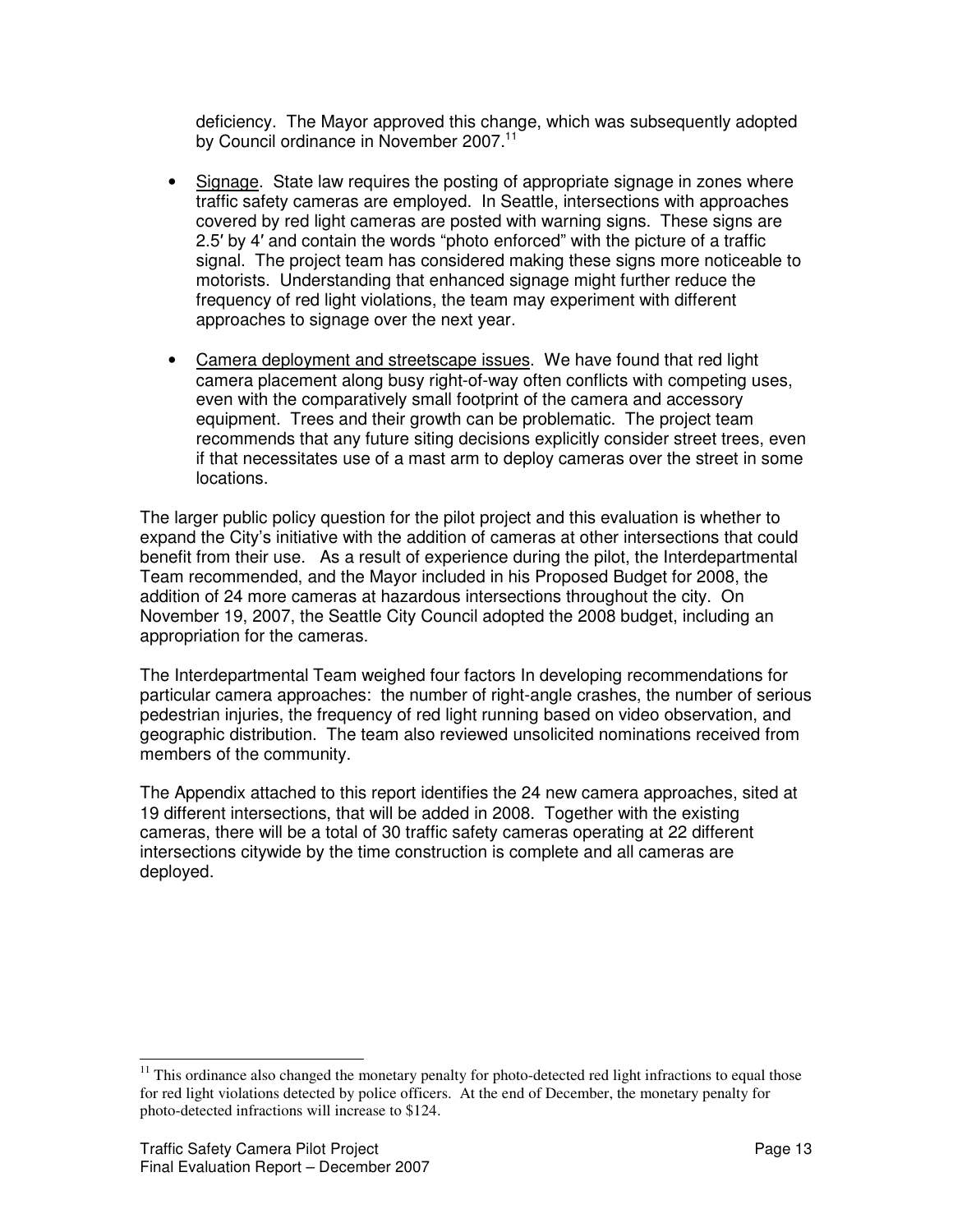deficiency. The Mayor approved this change, which was subsequently adopted by Council ordinance in November 2007.[11]

- Signage. State law requires the posting of appropriate signage in zones where traffic safety cameras are employed. In Seattle, intersections with approaches covered by red light cameras are posted with warning signs. These signs are 2.5′ by 4′ and contain the words "photo enforced" with the picture of a traffic signal. The project team has considered making these signs more noticeable to motorists. Understanding that enhanced signage might further reduce the frequency of red light violations, the team may experiment with different approaches to signage over the next year.

- Camera deployment and streetscape issues. We have found that red light camera placement along busy right-of-way often conflicts with competing uses, even with the comparatively small footprint of the camera and accessory equipment. Trees and their growth can be problematic. The project team recommends that any future siting decisions explicitly consider street trees, even if that necessitates use of a mast arm to deploy cameras over the street in some locations.

The larger public policy question for the pilot project and this evaluation is whether to expand the City's initiative with the addition of cameras at other intersections that could benefit from their use. As a result of experience during the pilot, the Interdepartmental Team recommended, and the Mayor included in his Proposed Budget for 2008, the addition of 24 more cameras at hazardous intersections throughout the city. On November 19, 2007, the Seattle City Council adopted the 2008 budget, including an appropriation for the cameras.

The Interdepartmental Team weighed four factors In developing recommendations for particular camera approaches: the number of right-angle crashes, the number of serious pedestrian injuries, the frequency of red light running based on video observation, and geographic distribution. The team also reviewed unsolicited nominations received from members of the community.

The Appendix attached to this report identifies the 24 new camera approaches, sited at 19 different intersections, that will be added in 2008. Together with the existing cameras, there will be a total of 30 traffic safety cameras operating at 22 different intersections citywide by the time construction is complete and all cameras are deployed.

[11] This ordinance also changed the monetary penalty for photo-detected red light infractions to equal those for red light violations detected by police officers. At the end of December, the monetary penalty for photo-detected infractions will increase to $124.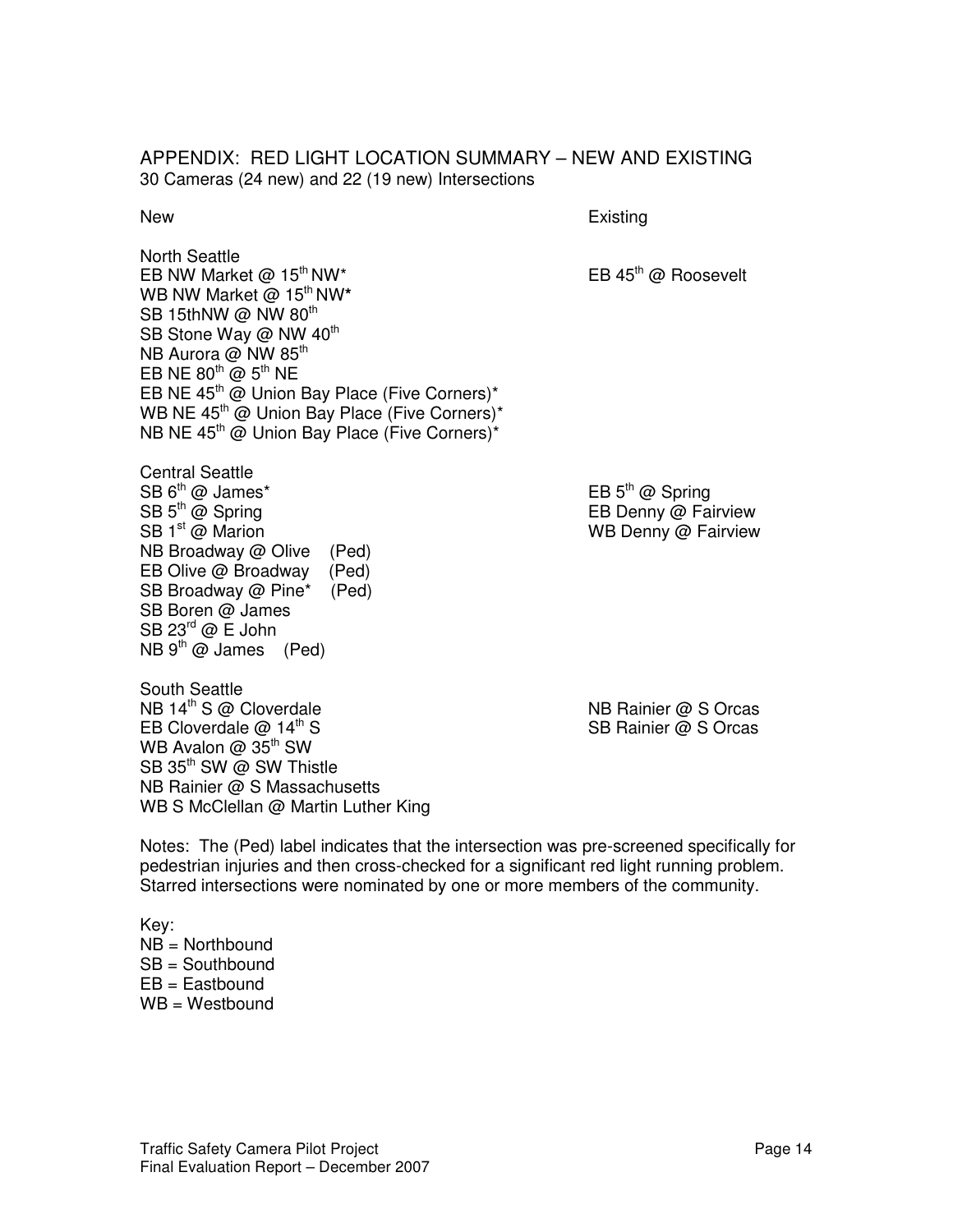## APPENDIX: RED LIGHT LOCATION SUMMARY – NEW AND EXISTING

30 Cameras (24 new) and 22 (19 new) Intersections

| New | Existing |
| --- | --- |
| **North Seattle** | |
| EB NW Market @ 15th NW* | EB 45th @ Roosevelt |
| WB NW Market @ 15th NW* | |
| SB 15thNW @ NW 80th | |
| SB Stone Way @ NW 40th | |
| NB Aurora @ NW 85th | |
| EB NE 80th @ 5th NE | |
| EB NE 45th @ Union Bay Place (Five Corners)* | |
| WB NE 45th @ Union Bay Place (Five Corners)* | |
| NB NE 45th @ Union Bay Place (Five Corners)* | |
| **Central Seattle** | |
| SB 6th @ James* | EB 5th @ Spring |
| SB 5th @ Spring | EB Denny @ Fairview |
| SB 1st @ Marion | WB Denny @ Fairview |
| NB Broadway @ Olive (Ped) | |
| EB Olive @ Broadway (Ped) | |
| SB Broadway @ Pine* (Ped) | |
| SB Boren @ James | |
| SB 23rd @ E John | |
| NB 9th @ James (Ped) | |
| **South Seattle** | |
| NB 14th S @ Cloverdale | NB Rainier @ S Orcas |
| EB Cloverdale @ 14th S | SB Rainier @ S Orcas |
| WB Avalon @ 35th SW | |
| SB 35th SW @ SW Thistle | |
| NB Rainier @ S Massachusetts | |
| WB S McClellan @ Martin Luther King | |

Notes: The (Ped) label indicates that the intersection was pre-screened specifically for pedestrian injuries and then cross-checked for a significant red light running problem. Starred intersections were nominated by one or more members of the community.

Key:
NB = Northbound
SB = Southbound
EB = Eastbound
WB = Westbound